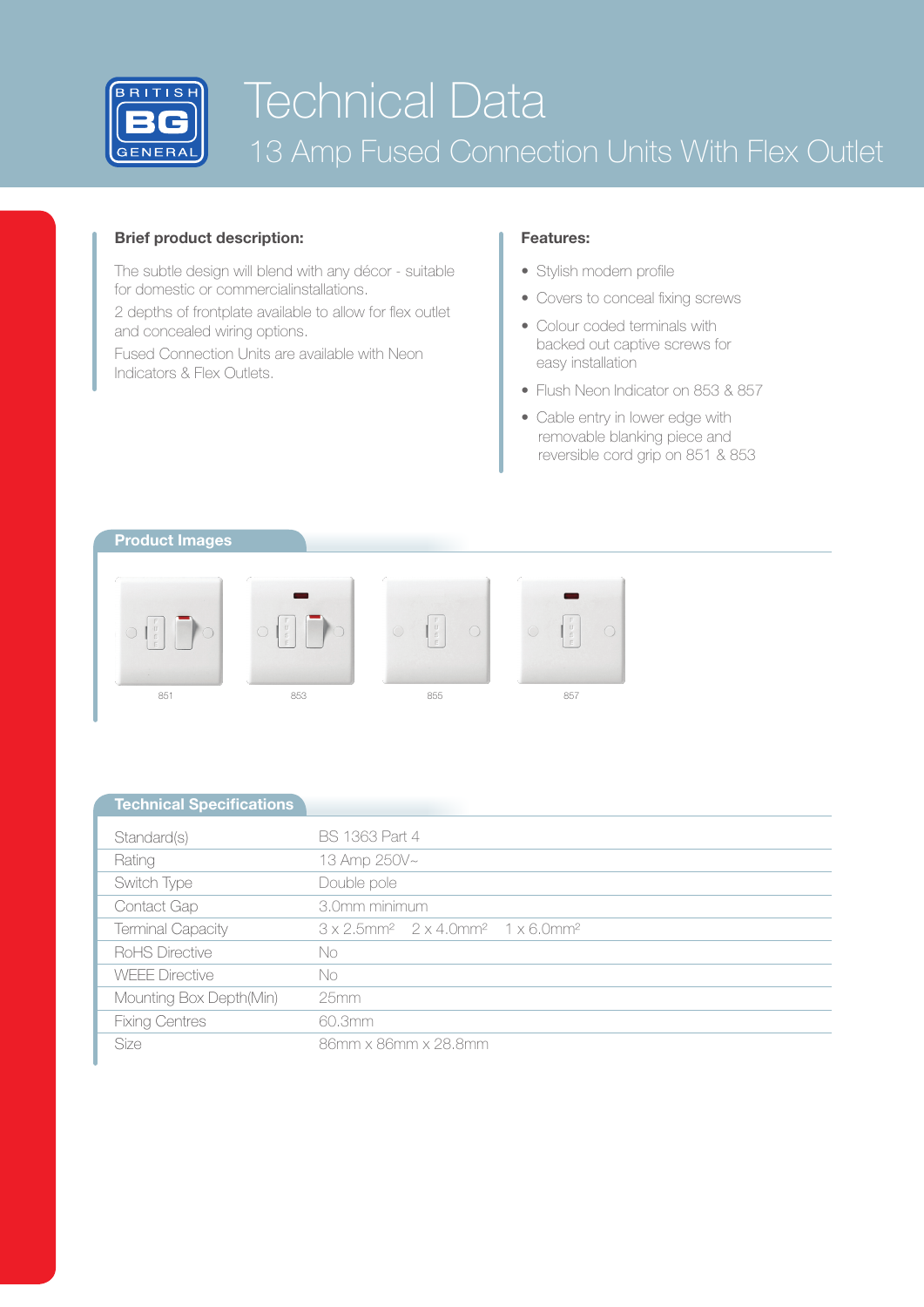# Technical Data

## 13 Amp Fused Connection Units With Flex Outlet

### Brief product description:

The subtle design will blend with any décor - suitable for domestic or commercialinstallations.

2 depths of frontplate available to allow for flex outlet and concealed wiring options.

Fused Connection Units are available with Neon Indicators & Flex Outlets.

### Features:

- Stylish modern profile
- Covers to conceal fixing screws
- Colour coded terminals with backed out captive screws for easy installation
- Flush Neon Indicator on 853 & 857
- Cable entry in lower edge with removable blanking piece and reversible cord grip on 851 & 853

### Product Images

851

853

855

857

### Technical Specifications

| | |
|---|---|
| Standard(s) | BS 1363 Part 4 |
| Rating | 13 Amp 250V~ |
| Switch Type | Double pole |
| Contact Gap | 3.0mm minimum |
| Terminal Capacity | 3 x 2.5mm² 2 x 4.0mm² 1 x 6.0mm² |
| RoHS Directive | No |
| WEEE Directive | No |
| Mounting Box Depth(Min) | 25mm |
| Fixing Centres | 60.3mm |
| Size | 86mm x 86mm x 28.8mm |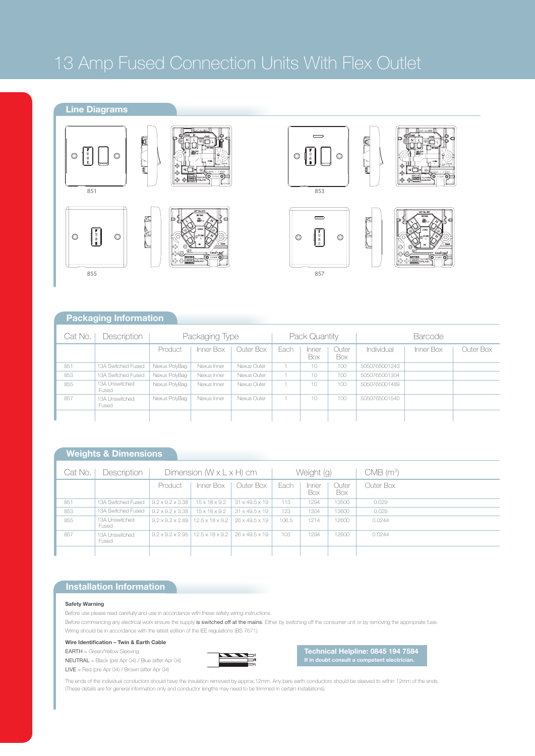# 13 Amp Fused Connection Units With Flex Outlet

## Line Diagrams

851

853

855

857

## Packaging Information

| Cat No. | Description | Packaging Type | | | Pack Quantity | | | Barcode | | |
|---|---|---|---|---|---|---|---|---|---|---|
| | | Product | Inner Box | Outer Box | Each | Inner Box | Outer Box | Individual | Inner Box | Outer Box |
| 851 | 13A Switched Fused | Nexus PolyBag | Nexus Inner | Nexus Outer | 1 | 10 | 100 | 5050765001243 | | |
| 853 | 13A Switched Fused | Nexus PolyBag | Nexus Inner | Nexus Outer | 1 | 10 | 100 | 5050765001304 | | |
| 855 | 13A Unswitched Fused | Nexus PolyBag | Nexus Inner | Nexus Outer | 1 | 10 | 100 | 5050765001489 | | |
| 857 | 13A Unswitched Fused | Nexus PolyBag | Nexus Inner | Nexus Outer | 1 | 10 | 100 | 5050765001540 | | |

## Weights & Dimensions

| Cat No. | Description | Dimension (W x L x H) cm | | | Weight (g) | | | CMB ($m^3$) |
|---|---|---|---|---|---|---|---|---|
| | | Product | Inner Box | Outer Box | Each | Inner Box | Outer Box | Outer Box |
| 851 | 13A Switched Fused | 9.2 x 9.2 x 3.38 | 15 x 18 x 9.2 | 31 x 49.5 x 19 | 113 | 1294 | 13500 | 0.029 |
| 853 | 13A Switched Fused | 9.2 x 9.2 x 3.38 | 15 x 18 x 9.2 | 31 x 49.5 x 19 | 123 | 1304 | 13600 | 0.029 |
| 855 | 13A Unswitched Fused | 9.2 x 9.2 x 2.89 | 12.5 x 18 x 9.2 | 26 x 49.5 x 19 | 106.5 | 1214 | 12600 | 0.0244 |
| 857 | 13A Unswitched Fused | 9.2 x 9.2 x 2.95 | 12.5 x 18 x 9.2 | 26 x 49.5 x 19 | 103 | 1294 | 12600 | 0.0244 |

## Installation Information

**Safety Warning**

Before use please read carefully and use in accordance with these safety wiring instructions.

Before commencing any electrical work ensure the supply **is switched off at the mains.** Either by switching off the consumer unit or by removing the appropriate fuse. Wiring should be in accordance with the latest edition of the IEE regulations (BS 7671).

**Wire Identification – Twin & Earth Cable**

EARTH = Green/Yellow Sleeving

NEUTRAL = Black (pre Apr 04) / Blue (after Apr 04)

LIVE = Red (pre Apr 04) / Brown (after Apr 04)

**Technical Helpline: 0845 194 7584**
**If in doubt consult a competent electrician.**

The ends of the individual conductors should have the insulation removed by approx.12mm. Any bare earth conductors should be sleeved to within 12mm of the ends. (These details are for general information only and conductor lengths may need to be trimmed in certain installations).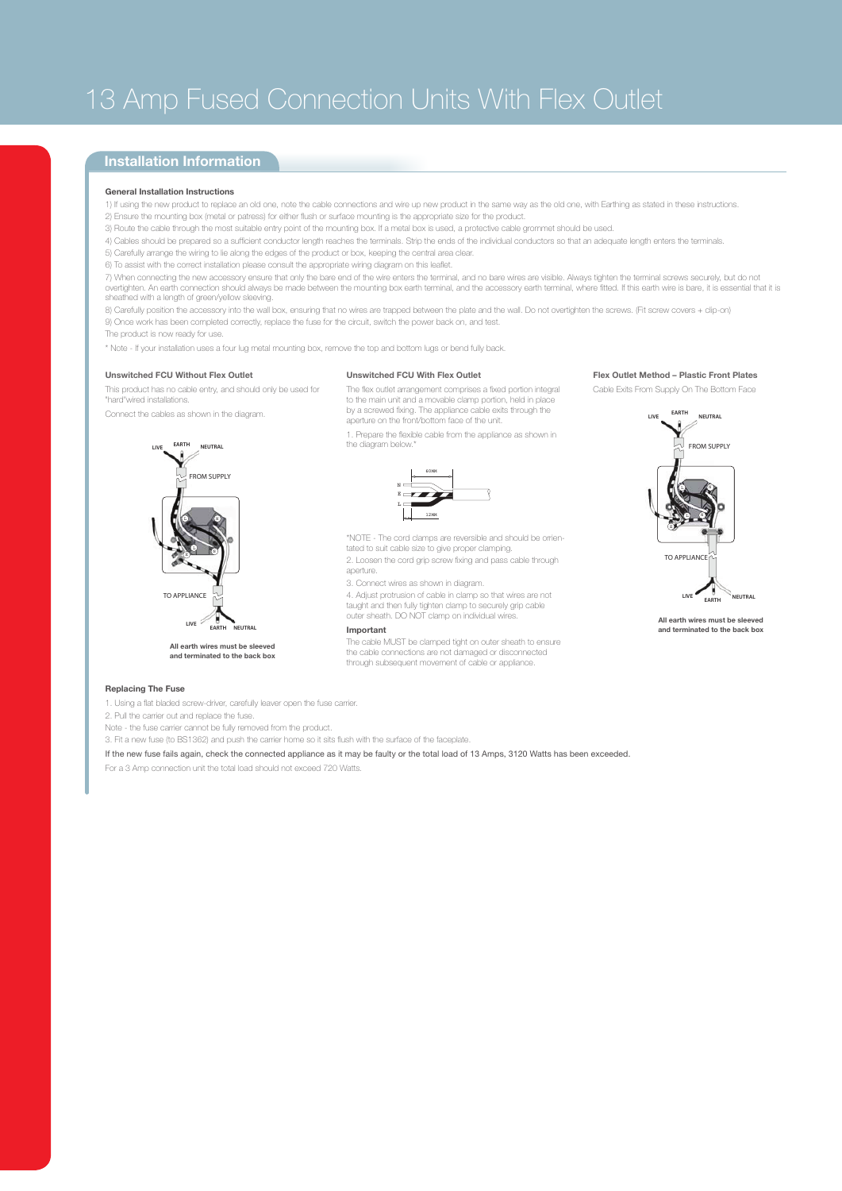# 13 Amp Fused Connection Units With Flex Outlet

## Installation Information

### General Installation Instructions

1) If using the new product to replace an old one, note the cable connections and wire up new product in the same way as the old one, with Earthing as stated in these instructions.
2) Ensure the mounting box (metal or patress) for either flush or surface mounting is the appropriate size for the product.
3) Route the cable through the most suitable entry point of the mounting box. If a metal box is used, a protective cable grommet should be used.
4) Cables should be prepared so a sufficient conductor length reaches the terminals. Strip the ends of the individual conductors so that an adequate length enters the terminals.
5) Carefully arrange the wiring to lie along the edges of the product or box, keeping the central area clear.
6) To assist with the correct installation please consult the appropriate wiring diagram on this leaflet.
7) When connecting the new accessory ensure that only the bare end of the wire enters the terminal, and no bare wires are visible. Always tighten the terminal screws securely, but do not overtighten. An earth connection should always be made between the mounting box earth terminal, and the accessory earth terminal, where fitted. If this earth wire is bare, it is essential that it is sheathed with a length of green/yellow sleeving.
8) Carefully position the accessory into the wall box, ensuring that no wires are trapped between the plate and the wall. Do not overtighten the screws. (Fit screw covers + clip-on)
9) Once work has been completed correctly, replace the fuse for the circuit, switch the power back on, and test.

The product is now ready for use.

* Note - If your installation uses a four lug metal mounting box, remove the top and bottom lugs or bend fully back.

### Unswitched FCU Without Flex Outlet

This product has no cable entry, and should only be used for "hard"wired installations.

Connect the cables as shown in the diagram.

LIVE
EARTH
NEUTRAL
FROM SUPPLY
TO APPLIANCE
LIVE
EARTH
NEUTRAL

**All earth wires must be sleeved and terminated to the back box**

### Unswitched FCU With Flex Outlet

The flex outlet arrangement comprises a fixed portion integral to the main unit and a movable clamp portion, held in place by a screwed fixing. The appliance cable exits through the aperture on the front/bottom face of the unit.

1. Prepare the flexible cable from the appliance as shown in the diagram below.*

N
E
L
60MM
12MM

*NOTE - The cord clamps are reversible and should be orientated to suit cable size to give proper clamping.

2. Loosen the cord grip screw fixing and pass cable through aperture.
3. Connect wires as shown in diagram.
4. Adjust protrusion of cable in clamp so that wires are not taught and then fully tighten clamp to securely grip cable outer sheath. DO NOT clamp on individual wires.

**Important**

The cable MUST be clamped tight on outer sheath to ensure the cable connections are not damaged or disconnected through subsequent movement of cable or appliance.

### Flex Outlet Method – Plastic Front Plates

Cable Exits From Supply On The Bottom Face

LIVE
EARTH
NEUTRAL
FROM SUPPLY
TO APPLIANCE
LIVE
EARTH
NEUTRAL

**All earth wires must be sleeved and terminated to the back box**

### Replacing The Fuse

1. Using a flat bladed screw-driver, carefully leaver open the fuse carrier.
2. Pull the carrier out and replace the fuse.

Note - the fuse carrier cannot be fully removed from the product.

3. Fit a new fuse (to BS1362) and push the carrier home so it sits flush with the surface of the faceplate.

If the new fuse fails again, check the connected appliance as it may be faulty or the total load of 13 Amps, 3120 Watts has been exceeded.

For a 3 Amp connection unit the total load should not exceed 720 Watts.